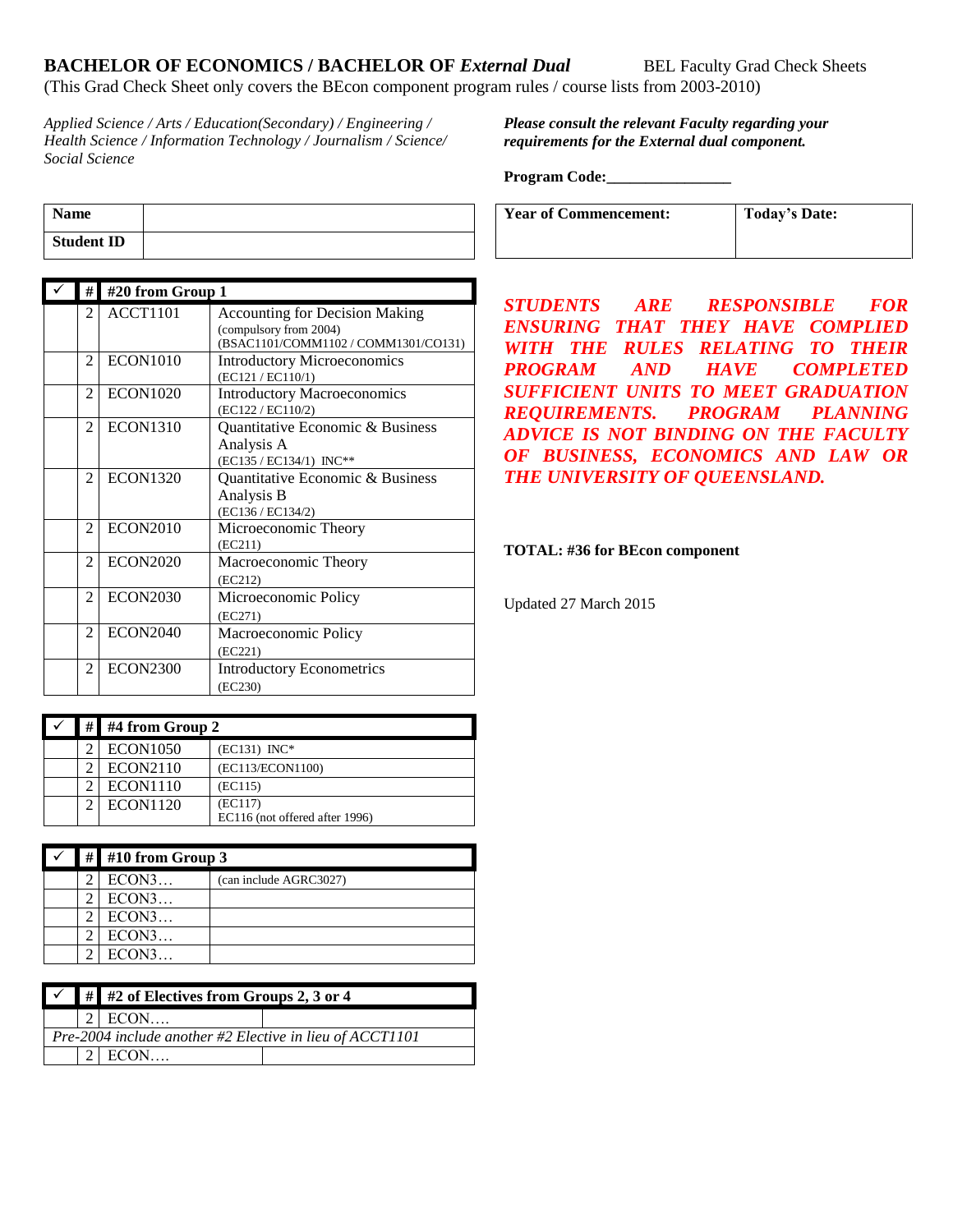## BACHELOR OF ECONOMICS / BACHELOR OF *External Dual*

BEL Faculty Grad Check Sheets

(This Grad Check Sheet only covers the BEcon component program rules / course lists from 2003-2010)

*Applied Science / Arts / Education(Secondary) / Engineering / Health Science / Information Technology / Journalism / Science/ Social Science*

***Please consult the relevant Faculty regarding your requirements for the External dual component.***

**Program Code:________________**

| **Name** | |
|---|---|
| **Student ID** | |

| **Year of Commencement:** | **Today's Date:** |
|---|---|
| | |

| ✓ | # | #20 from Group 1 | |
|---|---|---|---|
| | 2 | ACCT1101 | Accounting for Decision Making (compulsory from 2004) (BSAC1101/COMM1102 / COMM1301/CO131) |
| | 2 | ECON1010 | Introductory Microeconomics (EC121 / EC110/1) |
| | 2 | ECON1020 | Introductory Macroeconomics (EC122 / EC110/2) |
| | 2 | ECON1310 | Quantitative Economic & Business Analysis A (EC135 / EC134/1) INC** |
| | 2 | ECON1320 | Quantitative Economic & Business Analysis B (EC136 / EC134/2) |
| | 2 | ECON2010 | Microeconomic Theory (EC211) |
| | 2 | ECON2020 | Macroeconomic Theory (EC212) |
| | 2 | ECON2030 | Microeconomic Policy (EC271) |
| | 2 | ECON2040 | Macroeconomic Policy (EC221) |
| | 2 | ECON2300 | Introductory Econometrics (EC230) |

| ✓ | # | #4 from Group 2 | |
|---|---|---|---|
| | 2 | ECON1050 | (EC131) INC* |
| | 2 | ECON2110 | (EC113/ECON1100) |
| | 2 | ECON1110 | (EC115) |
| | 2 | ECON1120 | (EC117) EC116 (not offered after 1996) |

| ✓ | # | #10 from Group 3 | |
|---|---|---|---|
| | 2 | ECON3… | (can include AGRC3027) |
| | 2 | ECON3… | |
| | 2 | ECON3… | |
| | 2 | ECON3… | |
| | 2 | ECON3… | |

| ✓ | # | #2 of Electives from Groups 2, 3 or 4 | |
|---|---|---|---|
| | 2 | ECON…. | |
| *Pre-2004 include another #2 Elective in lieu of ACCT1101* | | | |
| | 2 | ECON…. | |

***STUDENTS ARE RESPONSIBLE FOR ENSURING THAT THEY HAVE COMPLIED WITH THE RULES RELATING TO THEIR PROGRAM AND HAVE COMPLETED SUFFICIENT UNITS TO MEET GRADUATION REQUIREMENTS. PROGRAM PLANNING ADVICE IS NOT BINDING ON THE FACULTY OF BUSINESS, ECONOMICS AND LAW OR THE UNIVERSITY OF QUEENSLAND.***

**TOTAL: #36 for BEcon component**

Updated 27 March 2015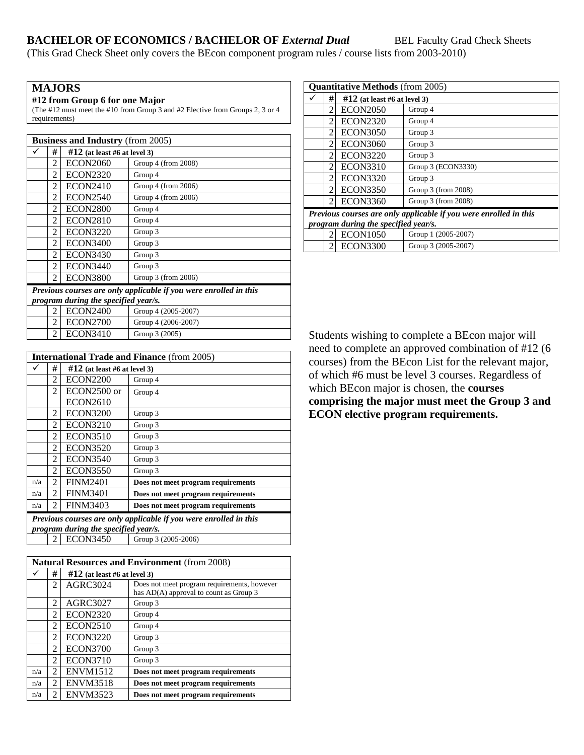**BACHELOR OF ECONOMICS / BACHELOR OF *External Dual*** BEL Faculty Grad Check Sheets

(This Grad Check Sheet only covers the BEcon component program rules / course lists from 2003-2010)

## MAJORS

**#12 from Group 6 for one Major**

(The #12 must meet the #10 from Group 3 and #2 Elective from Groups 2, 3 or 4 requirements)

| **Business and Industry** (from 2005) | | | |
|---|---|---|---|
| ✓ | # | **#12 (at least #6 at level 3)** | |
| | 2 | ECON2060 | Group 4 (from 2008) |
| | 2 | ECON2320 | Group 4 |
| | 2 | ECON2410 | Group 4 (from 2006) |
| | 2 | ECON2540 | Group 4 (from 2006) |
| | 2 | ECON2800 | Group 4 |
| | 2 | ECON2810 | Group 4 |
| | 2 | ECON3220 | Group 3 |
| | 2 | ECON3400 | Group 3 |
| | 2 | ECON3430 | Group 3 |
| | 2 | ECON3440 | Group 3 |
| | 2 | ECON3800 | Group 3 (from 2006) |
| ***Previous courses are only applicable if you were enrolled in this program during the specified year/s.*** | | | |
| | 2 | ECON2400 | Group 4 (2005-2007) |
| | 2 | ECON2700 | Group 4 (2006-2007) |
| | 2 | ECON3410 | Group 3 (2005) |

| **International Trade and Finance** (from 2005) | | | |
|---|---|---|---|
| ✓ | # | **#12 (at least #6 at level 3)** | |
| | 2 | ECON2200 | Group 4 |
| | 2 | ECON2500 or ECON2610 | Group 4 |
| | 2 | ECON3200 | Group 3 |
| | 2 | ECON3210 | Group 3 |
| | 2 | ECON3510 | Group 3 |
| | 2 | ECON3520 | Group 3 |
| | 2 | ECON3540 | Group 3 |
| | 2 | ECON3550 | Group 3 |
| n/a | 2 | FINM2401 | **Does not meet program requirements** |
| n/a | 2 | FINM3401 | **Does not meet program requirements** |
| n/a | 2 | FINM3403 | **Does not meet program requirements** |
| ***Previous courses are only applicable if you were enrolled in this program during the specified year/s.*** | | | |
| | 2 | ECON3450 | Group 3 (2005-2006) |

| **Natural Resources and Environment** (from 2008) | | | |
|---|---|---|---|
| ✓ | # | **#12 (at least #6 at level 3)** | |
| | 2 | AGRC3024 | Does not meet program requirements, however has AD(A) approval to count as Group 3 |
| | 2 | AGRC3027 | Group 3 |
| | 2 | ECON2320 | Group 4 |
| | 2 | ECON2510 | Group 4 |
| | 2 | ECON3220 | Group 3 |
| | 2 | ECON3700 | Group 3 |
| | 2 | ECON3710 | Group 3 |
| n/a | 2 | ENVM1512 | **Does not meet program requirements** |
| n/a | 2 | ENVM3518 | **Does not meet program requirements** |
| n/a | 2 | ENVM3523 | **Does not meet program requirements** |

| **Quantitative Methods** (from 2005) | | | |
|---|---|---|---|
| ✓ | # | **#12 (at least #6 at level 3)** | |
| | 2 | ECON2050 | Group 4 |
| | 2 | ECON2320 | Group 4 |
| | 2 | ECON3050 | Group 3 |
| | 2 | ECON3060 | Group 3 |
| | 2 | ECON3220 | Group 3 |
| | 2 | ECON3310 | Group 3 (ECON3330) |
| | 2 | ECON3320 | Group 3 |
| | 2 | ECON3350 | Group 3 (from 2008) |
| | 2 | ECON3360 | Group 3 (from 2008) |
| ***Previous courses are only applicable if you were enrolled in this program during the specified year/s.*** | | | |
| | 2 | ECON1050 | Group 1 (2005-2007) |
| | 2 | ECON3300 | Group 3 (2005-2007) |

Students wishing to complete a BEcon major will need to complete an approved combination of #12 (6 courses) from the BEcon List for the relevant major, of which #6 must be level 3 courses. Regardless of which BEcon major is chosen, the **courses comprising the major must meet the Group 3 and ECON elective program requirements.**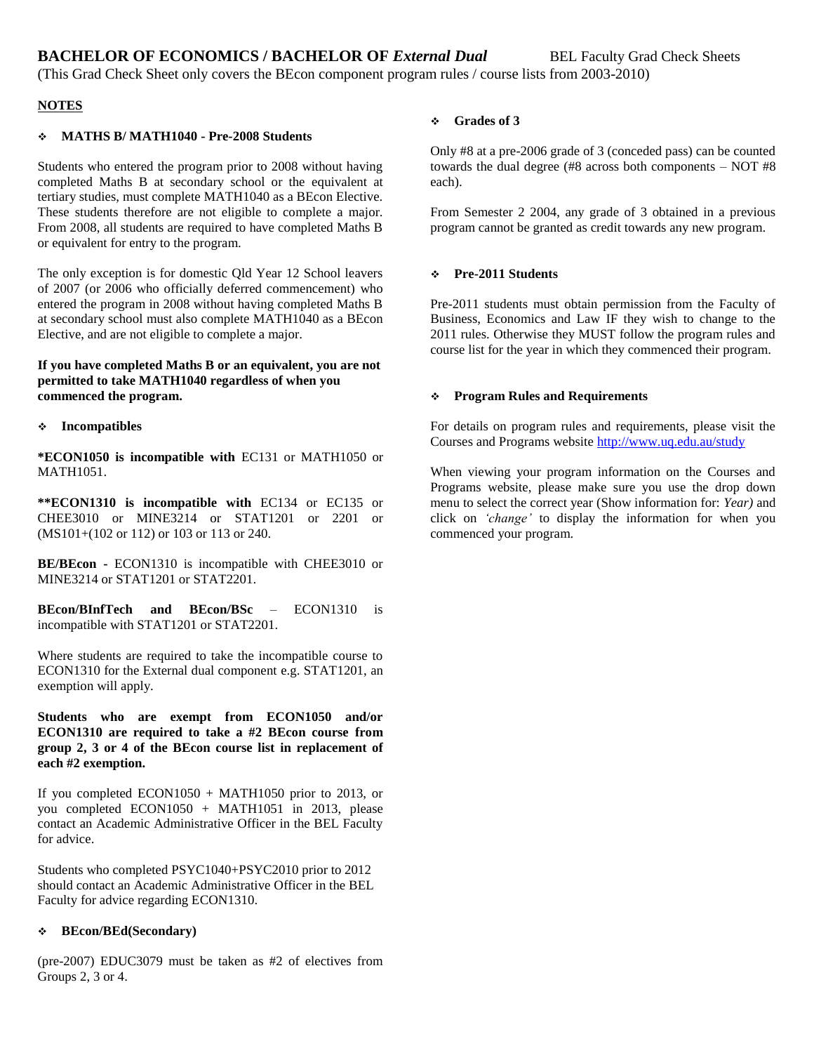**BACHELOR OF ECONOMICS / BACHELOR OF *External Dual*** BEL Faculty Grad Check Sheets

(This Grad Check Sheet only covers the BEcon component program rules / course lists from 2003-2010)

## NOTES

### ❖ MATHS B/ MATH1040 - Pre-2008 Students

Students who entered the program prior to 2008 without having completed Maths B at secondary school or the equivalent at tertiary studies, must complete MATH1040 as a BEcon Elective. These students therefore are not eligible to complete a major. From 2008, all students are required to have completed Maths B or equivalent for entry to the program.

The only exception is for domestic Qld Year 12 School leavers of 2007 (or 2006 who officially deferred commencement) who entered the program in 2008 without having completed Maths B at secondary school must also complete MATH1040 as a BEcon Elective, and are not eligible to complete a major.

**If you have completed Maths B or an equivalent, you are not permitted to take MATH1040 regardless of when you commenced the program.**

### ❖ Incompatibles

**\*ECON1050 is incompatible with** EC131 or MATH1050 or MATH1051.

**\*\*ECON1310 is incompatible with** EC134 or EC135 or CHEE3010 or MINE3214 or STAT1201 or 2201 or (MS101+(102 or 112) or 103 or 113 or 240.

**BE/BEcon** - ECON1310 is incompatible with CHEE3010 or MINE3214 or STAT1201 or STAT2201.

**BEcon/BInfTech and BEcon/BSc** – ECON1310 is incompatible with STAT1201 or STAT2201.

Where students are required to take the incompatible course to ECON1310 for the External dual component e.g. STAT1201, an exemption will apply.

**Students who are exempt from ECON1050 and/or ECON1310 are required to take a #2 BEcon course from group 2, 3 or 4 of the BEcon course list in replacement of each #2 exemption.**

If you completed ECON1050 + MATH1050 prior to 2013, or you completed ECON1050 + MATH1051 in 2013, please contact an Academic Administrative Officer in the BEL Faculty for advice.

Students who completed PSYC1040+PSYC2010 prior to 2012 should contact an Academic Administrative Officer in the BEL Faculty for advice regarding ECON1310.

### ❖ BEcon/BEd(Secondary)

(pre-2007) EDUC3079 must be taken as #2 of electives from Groups 2, 3 or 4.

### ❖ Grades of 3

Only #8 at a pre-2006 grade of 3 (conceded pass) can be counted towards the dual degree (#8 across both components – NOT #8 each).

From Semester 2 2004, any grade of 3 obtained in a previous program cannot be granted as credit towards any new program.

### ❖ Pre-2011 Students

Pre-2011 students must obtain permission from the Faculty of Business, Economics and Law IF they wish to change to the 2011 rules. Otherwise they MUST follow the program rules and course list for the year in which they commenced their program.

### ❖ Program Rules and Requirements

For details on program rules and requirements, please visit the Courses and Programs website http://www.uq.edu.au/study

When viewing your program information on the Courses and Programs website, please make sure you use the drop down menu to select the correct year (Show information for: *Year)* and click on *'change'* to display the information for when you commenced your program.